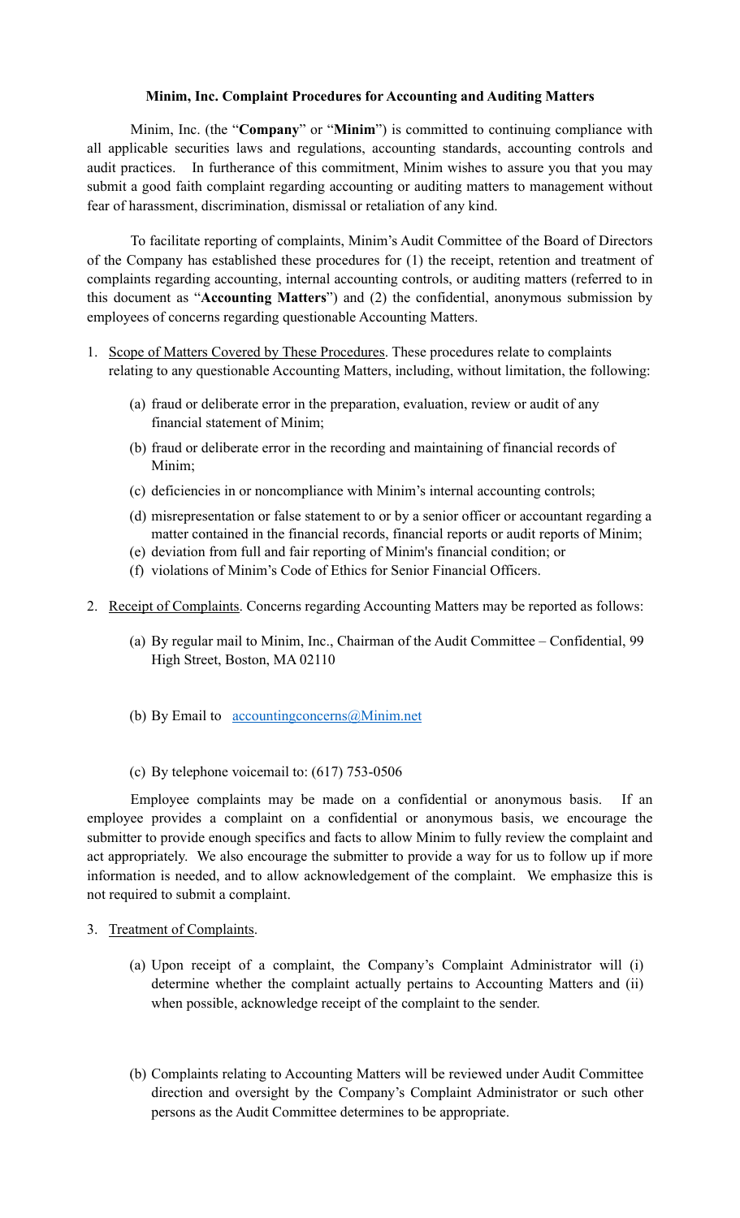**Minim, Inc. Complaint Procedures for Accounting and Auditing Matters**

Minim, Inc. (the "**Company**" or "**Minim**") is committed to continuing compliance with all applicable securities laws and regulations, accounting standards, accounting controls and audit practices. In furtherance of this commitment, Minim wishes to assure you that you may submit a good faith complaint regarding accounting or auditing matters to management without fear of harassment, discrimination, dismissal or retaliation of any kind.

To facilitate reporting of complaints, Minim's Audit Committee of the Board of Directors of the Company has established these procedures for (1) the receipt, retention and treatment of complaints regarding accounting, internal accounting controls, or auditing matters (referred to in this document as "**Accounting Matters**") and (2) the confidential, anonymous submission by employees of concerns regarding questionable Accounting Matters.

1. Scope of Matters Covered by These Procedures. These procedures relate to complaints relating to any questionable Accounting Matters, including, without limitation, the following:

   (a) fraud or deliberate error in the preparation, evaluation, review or audit of any financial statement of Minim;

   (b) fraud or deliberate error in the recording and maintaining of financial records of Minim;

   (c) deficiencies in or noncompliance with Minim's internal accounting controls;

   (d) misrepresentation or false statement to or by a senior officer or accountant regarding a matter contained in the financial records, financial reports or audit reports of Minim;

   (e) deviation from full and fair reporting of Minim's financial condition; or

   (f) violations of Minim's Code of Ethics for Senior Financial Officers.

2. Receipt of Complaints. Concerns regarding Accounting Matters may be reported as follows:

   (a) By regular mail to Minim, Inc., Chairman of the Audit Committee – Confidential, 99 High Street, Boston, MA 02110

   (b) By Email to accountingconcerns@Minim.net

   (c) By telephone voicemail to: (617) 753-0506

Employee complaints may be made on a confidential or anonymous basis. If an employee provides a complaint on a confidential or anonymous basis, we encourage the submitter to provide enough specifics and facts to allow Minim to fully review the complaint and act appropriately. We also encourage the submitter to provide a way for us to follow up if more information is needed, and to allow acknowledgement of the complaint. We emphasize this is not required to submit a complaint.

3. Treatment of Complaints.

   (a) Upon receipt of a complaint, the Company's Complaint Administrator will (i) determine whether the complaint actually pertains to Accounting Matters and (ii) when possible, acknowledge receipt of the complaint to the sender.

   (b) Complaints relating to Accounting Matters will be reviewed under Audit Committee direction and oversight by the Company's Complaint Administrator or such other persons as the Audit Committee determines to be appropriate.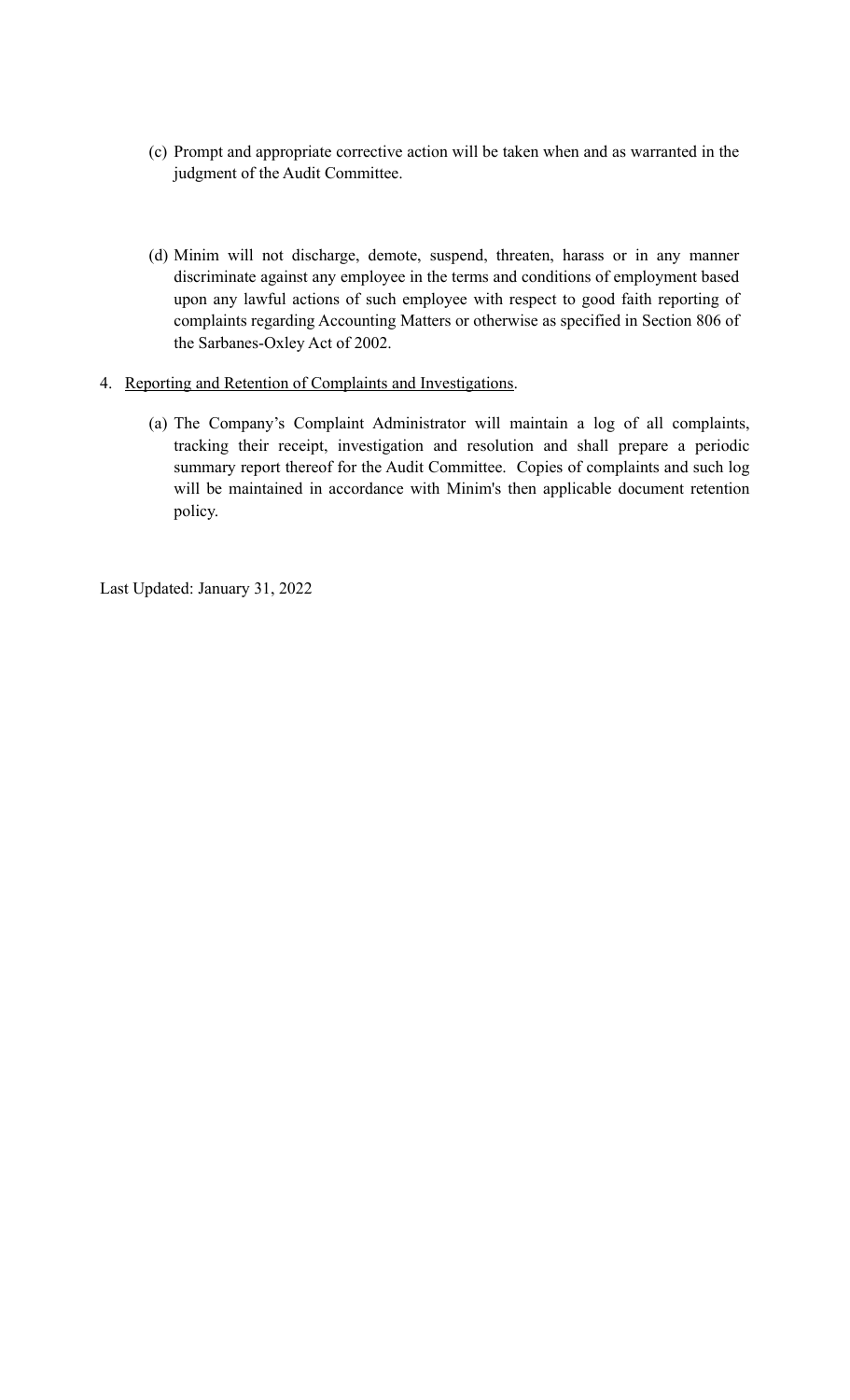(c) Prompt and appropriate corrective action will be taken when and as warranted in the judgment of the Audit Committee.

(d) Minim will not discharge, demote, suspend, threaten, harass or in any manner discriminate against any employee in the terms and conditions of employment based upon any lawful actions of such employee with respect to good faith reporting of complaints regarding Accounting Matters or otherwise as specified in Section 806 of the Sarbanes-Oxley Act of 2002.

4. <u>Reporting and Retention of Complaints and Investigations</u>.

(a) The Company's Complaint Administrator will maintain a log of all complaints, tracking their receipt, investigation and resolution and shall prepare a periodic summary report thereof for the Audit Committee. Copies of complaints and such log will be maintained in accordance with Minim's then applicable document retention policy.

Last Updated: January 31, 2022